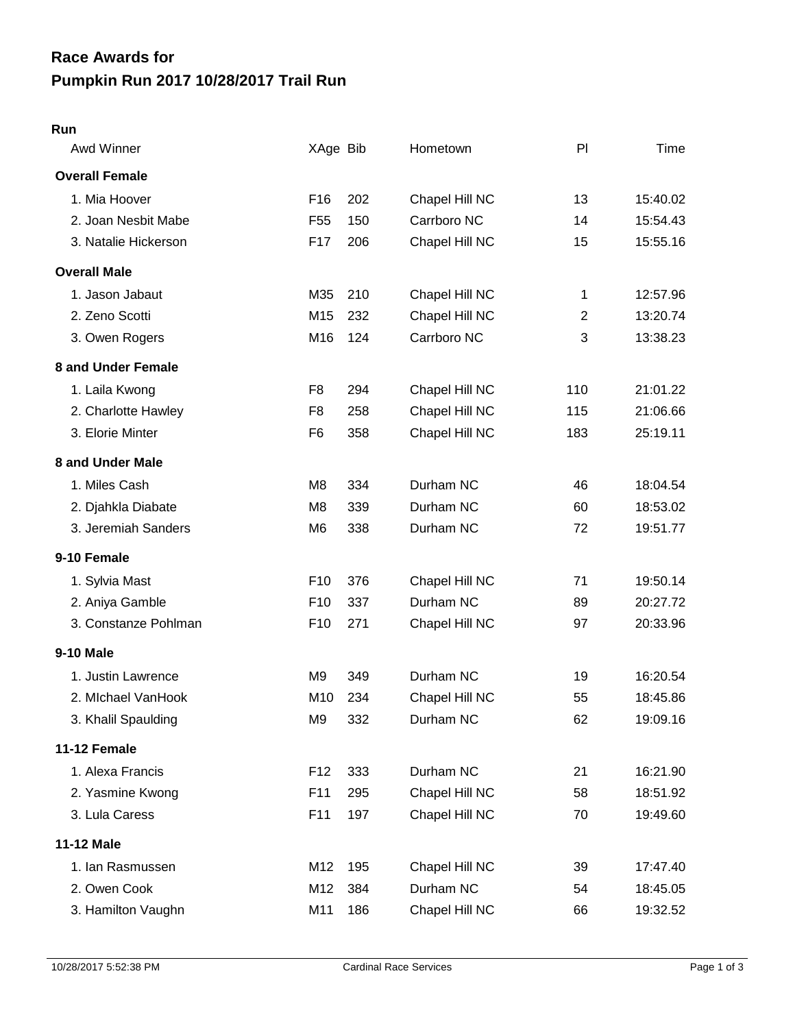# Race Awards for
# Pumpkin Run 2017 10/28/2017 Trail Run

## Run

| Awd Winner | XAge | Bib | Hometown | Pl | Time |
|---|---|---|---|---|---|
| **Overall Female** | | | | | |
| 1. Mia Hoover | F16 | 202 | Chapel Hill NC | 13 | 15:40.02 |
| 2. Joan Nesbit Mabe | F55 | 150 | Carrboro NC | 14 | 15:54.43 |
| 3. Natalie Hickerson | F17 | 206 | Chapel Hill NC | 15 | 15:55.16 |
| **Overall Male** | | | | | |
| 1. Jason Jabaut | M35 | 210 | Chapel Hill NC | 1 | 12:57.96 |
| 2. Zeno Scotti | M15 | 232 | Chapel Hill NC | 2 | 13:20.74 |
| 3. Owen Rogers | M16 | 124 | Carrboro NC | 3 | 13:38.23 |
| **8 and Under Female** | | | | | |
| 1. Laila Kwong | F8 | 294 | Chapel Hill NC | 110 | 21:01.22 |
| 2. Charlotte Hawley | F8 | 258 | Chapel Hill NC | 115 | 21:06.66 |
| 3. Elorie Minter | F6 | 358 | Chapel Hill NC | 183 | 25:19.11 |
| **8 and Under Male** | | | | | |
| 1. Miles Cash | M8 | 334 | Durham NC | 46 | 18:04.54 |
| 2. Djahkla Diabate | M8 | 339 | Durham NC | 60 | 18:53.02 |
| 3. Jeremiah Sanders | M6 | 338 | Durham NC | 72 | 19:51.77 |
| **9-10 Female** | | | | | |
| 1. Sylvia Mast | F10 | 376 | Chapel Hill NC | 71 | 19:50.14 |
| 2. Aniya Gamble | F10 | 337 | Durham NC | 89 | 20:27.72 |
| 3. Constanze Pohlman | F10 | 271 | Chapel Hill NC | 97 | 20:33.96 |
| **9-10 Male** | | | | | |
| 1. Justin Lawrence | M9 | 349 | Durham NC | 19 | 16:20.54 |
| 2. MIchael VanHook | M10 | 234 | Chapel Hill NC | 55 | 18:45.86 |
| 3. Khalil Spaulding | M9 | 332 | Durham NC | 62 | 19:09.16 |
| **11-12 Female** | | | | | |
| 1. Alexa Francis | F12 | 333 | Durham NC | 21 | 16:21.90 |
| 2. Yasmine Kwong | F11 | 295 | Chapel Hill NC | 58 | 18:51.92 |
| 3. Lula Caress | F11 | 197 | Chapel Hill NC | 70 | 19:49.60 |
| **11-12 Male** | | | | | |
| 1. Ian Rasmussen | M12 | 195 | Chapel Hill NC | 39 | 17:47.40 |
| 2. Owen Cook | M12 | 384 | Durham NC | 54 | 18:45.05 |
| 3. Hamilton Vaughn | M11 | 186 | Chapel Hill NC | 66 | 19:32.52 |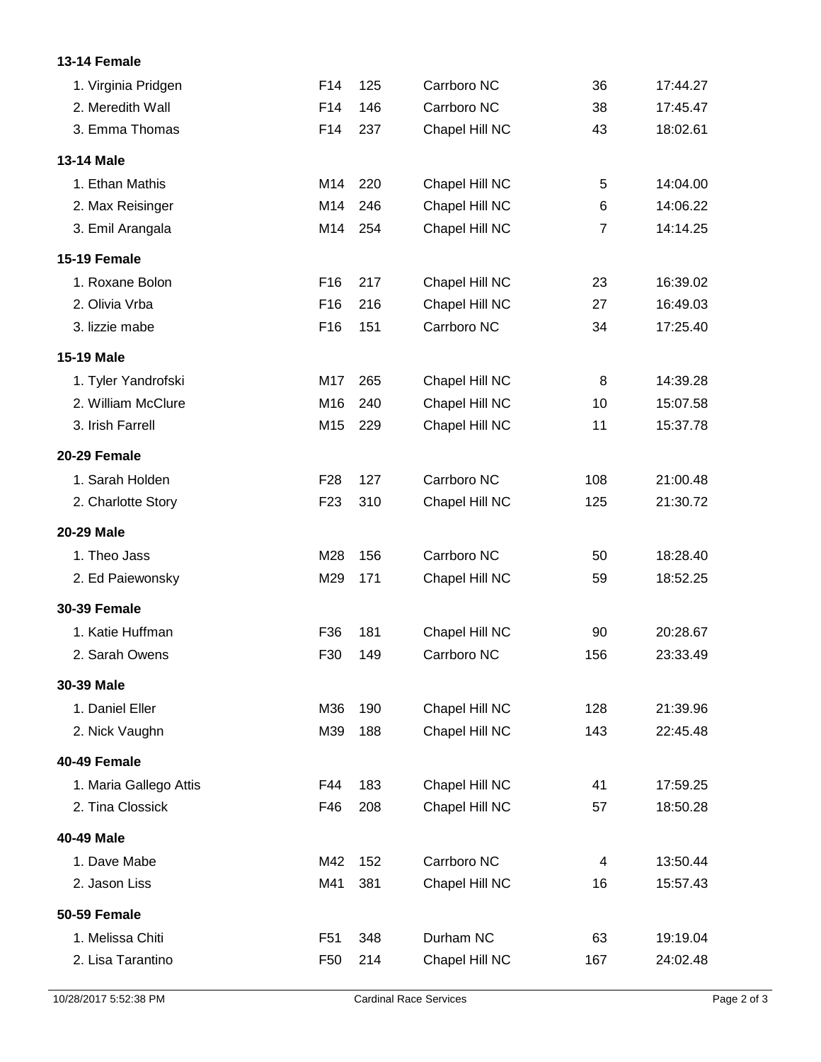**13-14 Female**

| | | | | | |
|---|---|---|---|---|---|
| 1. Virginia Pridgen | F14 | 125 | Carrboro NC | 36 | 17:44.27 |
| 2. Meredith Wall | F14 | 146 | Carrboro NC | 38 | 17:45.47 |
| 3. Emma Thomas | F14 | 237 | Chapel Hill NC | 43 | 18:02.61 |

**13-14 Male**

| | | | | | |
|---|---|---|---|---|---|
| 1. Ethan Mathis | M14 | 220 | Chapel Hill NC | 5 | 14:04.00 |
| 2. Max Reisinger | M14 | 246 | Chapel Hill NC | 6 | 14:06.22 |
| 3. Emil Arangala | M14 | 254 | Chapel Hill NC | 7 | 14:14.25 |

**15-19 Female**

| | | | | | |
|---|---|---|---|---|---|
| 1. Roxane Bolon | F16 | 217 | Chapel Hill NC | 23 | 16:39.02 |
| 2. Olivia Vrba | F16 | 216 | Chapel Hill NC | 27 | 16:49.03 |
| 3. lizzie mabe | F16 | 151 | Carrboro NC | 34 | 17:25.40 |

**15-19 Male**

| | | | | | |
|---|---|---|---|---|---|
| 1. Tyler Yandrofski | M17 | 265 | Chapel Hill NC | 8 | 14:39.28 |
| 2. William McClure | M16 | 240 | Chapel Hill NC | 10 | 15:07.58 |
| 3. Irish Farrell | M15 | 229 | Chapel Hill NC | 11 | 15:37.78 |

**20-29 Female**

| | | | | | |
|---|---|---|---|---|---|
| 1. Sarah Holden | F28 | 127 | Carrboro NC | 108 | 21:00.48 |
| 2. Charlotte Story | F23 | 310 | Chapel Hill NC | 125 | 21:30.72 |

**20-29 Male**

| | | | | | |
|---|---|---|---|---|---|
| 1. Theo Jass | M28 | 156 | Carrboro NC | 50 | 18:28.40 |
| 2. Ed Paiewonsky | M29 | 171 | Chapel Hill NC | 59 | 18:52.25 |

**30-39 Female**

| | | | | | |
|---|---|---|---|---|---|
| 1. Katie Huffman | F36 | 181 | Chapel Hill NC | 90 | 20:28.67 |
| 2. Sarah Owens | F30 | 149 | Carrboro NC | 156 | 23:33.49 |

**30-39 Male**

| | | | | | |
|---|---|---|---|---|---|
| 1. Daniel Eller | M36 | 190 | Chapel Hill NC | 128 | 21:39.96 |
| 2. Nick Vaughn | M39 | 188 | Chapel Hill NC | 143 | 22:45.48 |

**40-49 Female**

| | | | | | |
|---|---|---|---|---|---|
| 1. Maria Gallego Attis | F44 | 183 | Chapel Hill NC | 41 | 17:59.25 |
| 2. Tina Clossick | F46 | 208 | Chapel Hill NC | 57 | 18:50.28 |

**40-49 Male**

| | | | | | |
|---|---|---|---|---|---|
| 1. Dave Mabe | M42 | 152 | Carrboro NC | 4 | 13:50.44 |
| 2. Jason Liss | M41 | 381 | Chapel Hill NC | 16 | 15:57.43 |

**50-59 Female**

| | | | | | |
|---|---|---|---|---|---|
| 1. Melissa Chiti | F51 | 348 | Durham NC | 63 | 19:19.04 |
| 2. Lisa Tarantino | F50 | 214 | Chapel Hill NC | 167 | 24:02.48 |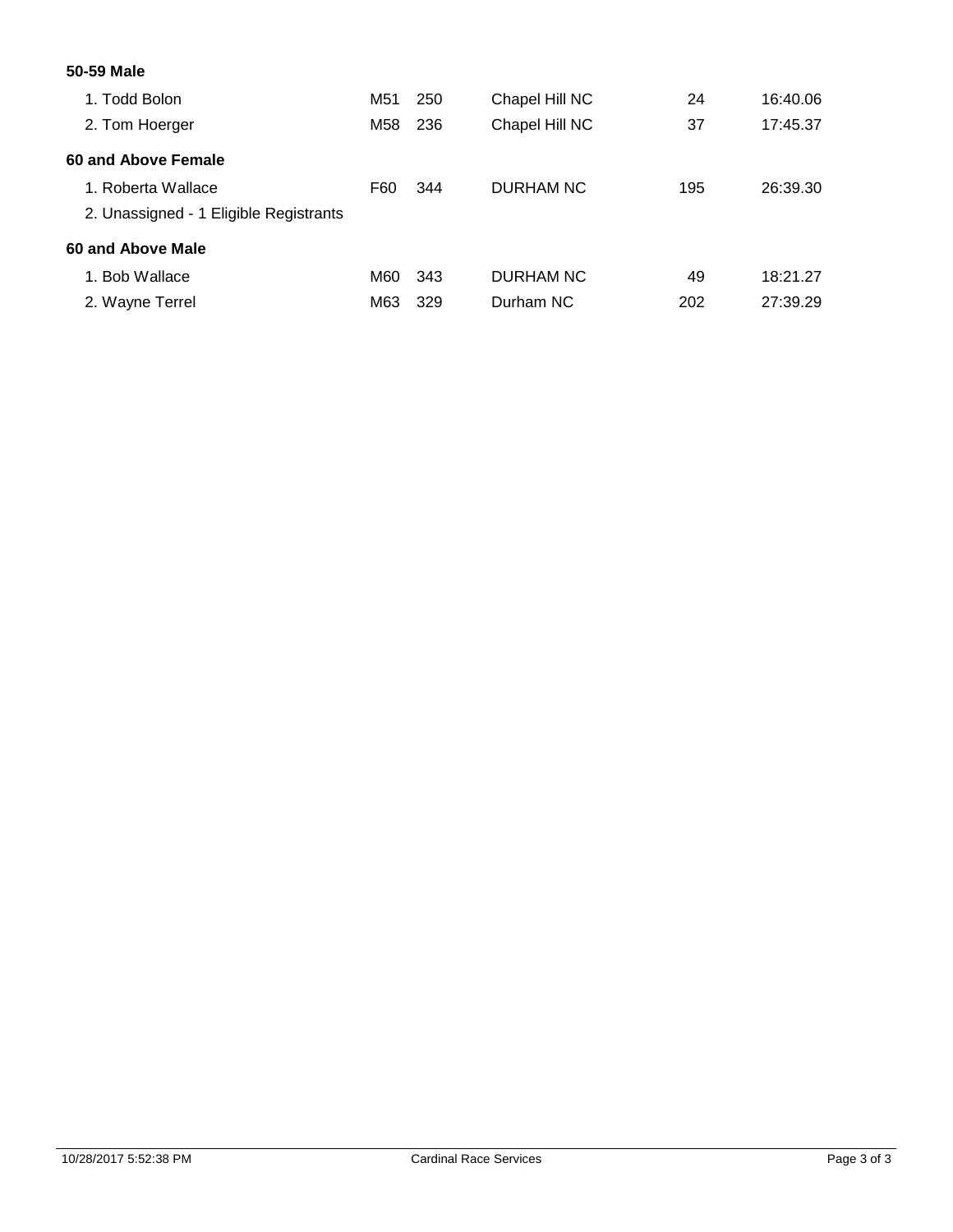**50-59 Male**

| | | | | | |
|---|---|---|---|---|---|
| 1. Todd Bolon | M51 | 250 | Chapel Hill NC | 24 | 16:40.06 |
| 2. Tom Hoerger | M58 | 236 | Chapel Hill NC | 37 | 17:45.37 |

**60 and Above Female**

| | | | | | |
|---|---|---|---|---|---|
| 1. Roberta Wallace | F60 | 344 | DURHAM NC | 195 | 26:39.30 |
| 2. Unassigned - 1 Eligible Registrants | | | | | |

**60 and Above Male**

| | | | | | |
|---|---|---|---|---|---|
| 1. Bob Wallace | M60 | 343 | DURHAM NC | 49 | 18:21.27 |
| 2. Wayne Terrel | M63 | 329 | Durham NC | 202 | 27:39.29 |

10/28/2017 5:52:38 PM Cardinal Race Services